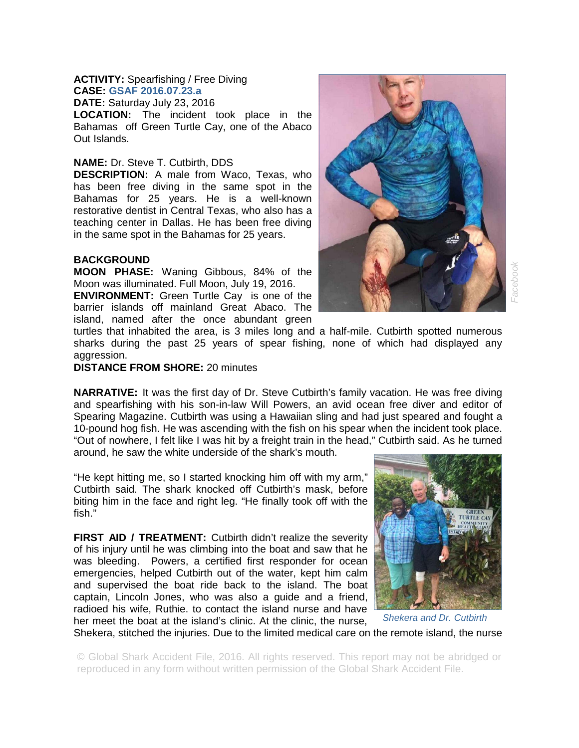**ACTIVITY:** Spearfishing / Free Diving
**CASE:** GSAF 2016.07.23.a
**DATE:** Saturday July 23, 2016
**LOCATION:** The incident took place in the Bahamas off Green Turtle Cay, one of the Abaco Out Islands.

**NAME:** Dr. Steve T. Cutbirth, DDS
**DESCRIPTION:** A male from Waco, Texas, who has been free diving in the same spot in the Bahamas for 25 years. He is a well-known restorative dentist in Central Texas, who also has a teaching center in Dallas. He has been free diving in the same spot in the Bahamas for 25 years.

**BACKGROUND**
**MOON PHASE:** Waning Gibbous, 84% of the Moon was illuminated. Full Moon, July 19, 2016.
**ENVIRONMENT:** Green Turtle Cay is one of the barrier islands off mainland Great Abaco. The island, named after the once abundant green turtles that inhabited the area, is 3 miles long and a half-mile. Cutbirth spotted numerous sharks during the past 25 years of spear fishing, none of which had displayed any aggression.
**DISTANCE FROM SHORE:** 20 minutes

**NARRATIVE:** It was the first day of Dr. Steve Cutbirth's family vacation. He was free diving and spearfishing with his son-in-law Will Powers, an avid ocean free diver and editor of Spearing Magazine. Cutbirth was using a Hawaiian sling and had just speared and fought a 10-pound hog fish. He was ascending with the fish on his spear when the incident took place. "Out of nowhere, I felt like I was hit by a freight train in the head," Cutbirth said. As he turned around, he saw the white underside of the shark's mouth.

"He kept hitting me, so I started knocking him off with my arm," Cutbirth said. The shark knocked off Cutbirth's mask, before biting him in the face and right leg. "He finally took off with the fish."

*Shekera and Dr. Cutbirth*

**FIRST AID / TREATMENT:** Cutbirth didn't realize the severity of his injury until he was climbing into the boat and saw that he was bleeding. Powers, a certified first responder for ocean emergencies, helped Cutbirth out of the water, kept him calm and supervised the boat ride back to the island. The boat captain, Lincoln Jones, who was also a guide and a friend, radioed his wife, Ruthie. to contact the island nurse and have her meet the boat at the island's clinic. At the clinic, the nurse, Shekera, stitched the injuries. Due to the limited medical care on the remote island, the nurse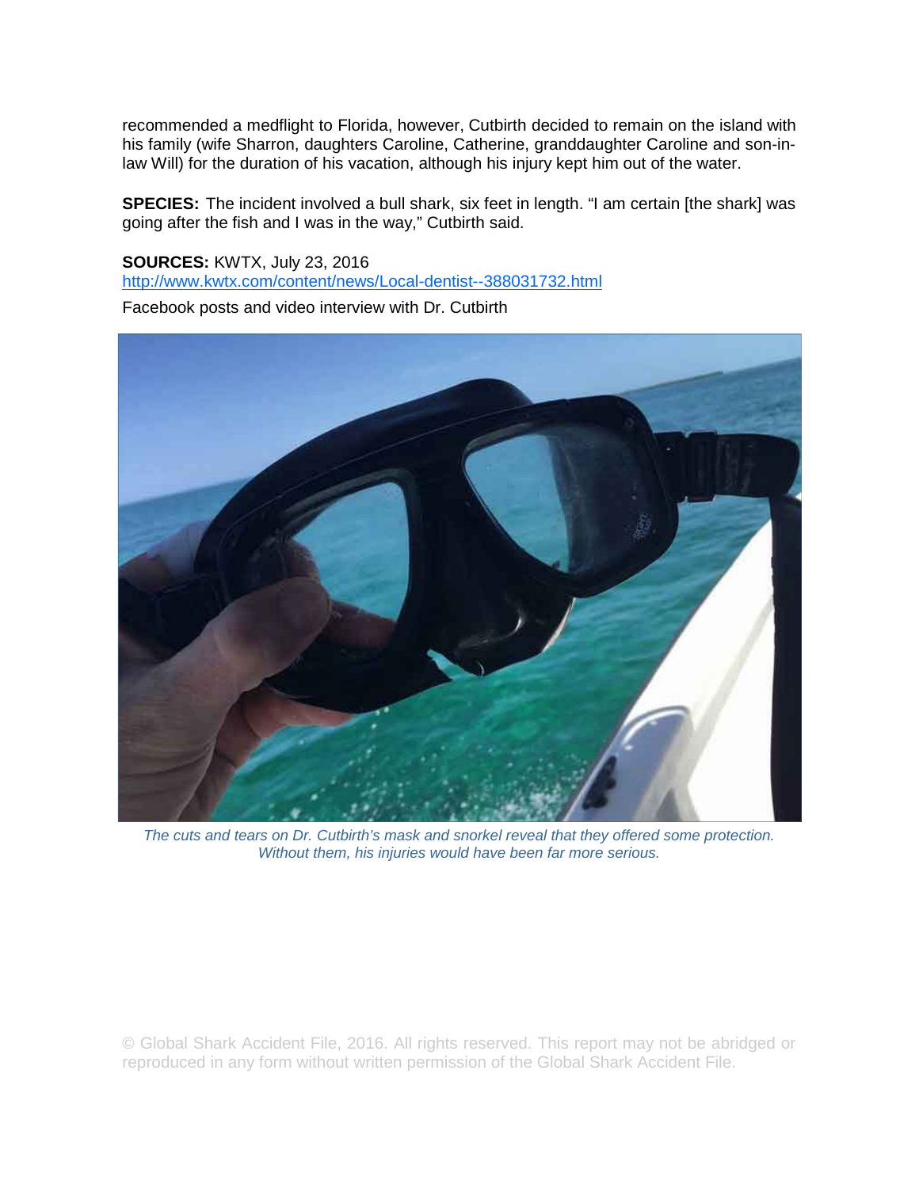recommended a medflight to Florida, however, Cutbirth decided to remain on the island with his family (wife Sharron, daughters Caroline, Catherine, granddaughter Caroline and son-in-law Will) for the duration of his vacation, although his injury kept him out of the water.

**SPECIES:** The incident involved a bull shark, six feet in length. "I am certain [the shark] was going after the fish and I was in the way," Cutbirth said.

**SOURCES:** KWTX, July 23, 2016
http://www.kwtx.com/content/news/Local-dentist--388031732.html

Facebook posts and video interview with Dr. Cutbirth

*The cuts and tears on Dr. Cutbirth's mask and snorkel reveal that they offered some protection. Without them, his injuries would have been far more serious.*

© Global Shark Accident File, 2016. All rights reserved. This report may not be abridged or reproduced in any form without written permission of the Global Shark Accident File.